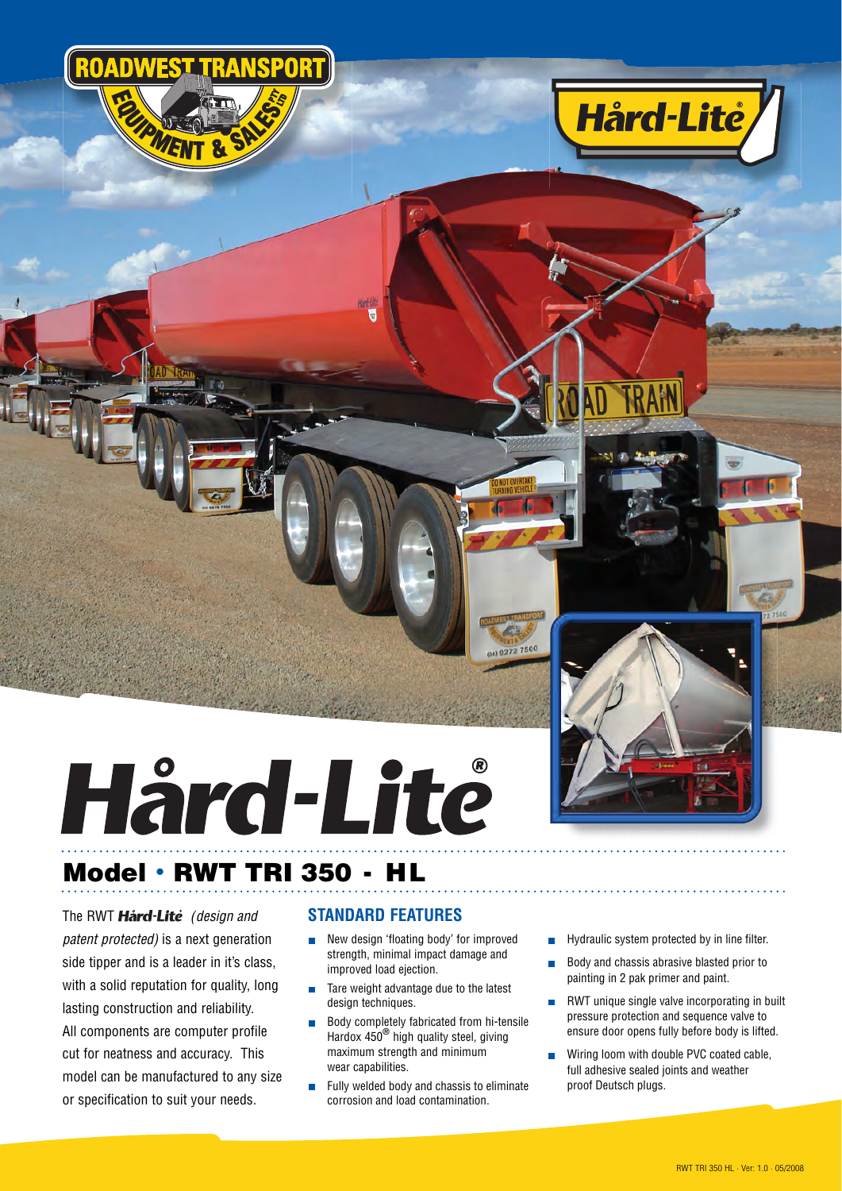# Hård-Lite®

## Model • RWT TRI 350 - HL

The RWT *Hård-Lite (design and patent protected)* is a next generation side tipper and is a leader in it's class, with a solid reputation for quality, long lasting construction and reliability. All components are computer profile cut for neatness and accuracy. This model can be manufactured to any size or specification to suit your needs.

### STANDARD FEATURES

- New design 'floating body' for improved strength, minimal impact damage and improved load ejection.
- Tare weight advantage due to the latest design techniques.
- Body completely fabricated from hi-tensile Hardox 450® high quality steel, giving maximum strength and minimum wear capabilities.
- Fully welded body and chassis to eliminate corrosion and load contamination.
- Hydraulic system protected by in line filter.
- Body and chassis abrasive blasted prior to painting in 2 pak primer and paint.
- RWT unique single valve incorporating in built pressure protection and sequence valve to ensure door opens fully before body is lifted.
- Wiring loom with double PVC coated cable, full adhesive sealed joints and weather proof Deutsch plugs.

RWT TRI 350 HL · Ver: 1.0 · 05/2008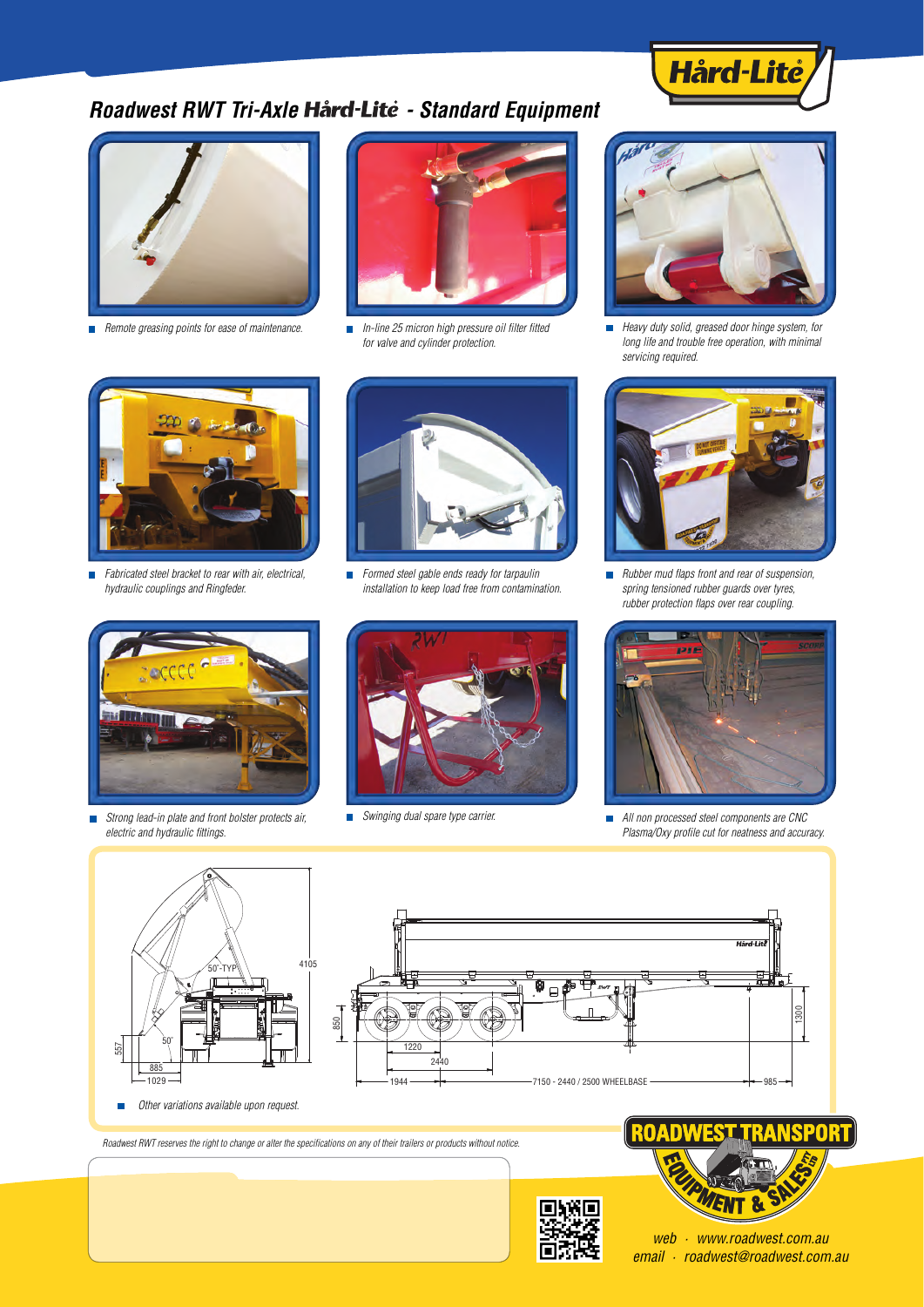## Roadwest RWT Tri-Axle Hård-Litė - Standard Equipment

- Remote greasing points for ease of maintenance.
- In-line 25 micron high pressure oil filter fitted for valve and cylinder protection.
- Heavy duty solid, greased door hinge system, for long life and trouble free operation, with minimal servicing required.
- Fabricated steel bracket to rear with air, electrical, hydraulic couplings and Ringfeder.
- Formed steel gable ends ready for tarpaulin installation to keep load free from contamination.
- Rubber mud flaps front and rear of suspension, spring tensioned rubber guards over tyres, rubber protection flaps over rear coupling.
- Strong lead-in plate and front bolster protects air, electric and hydraulic fittings.
- Swinging dual spare type carrier.
- All non processed steel components are CNC Plasma/Oxy profile cut for neatness and accuracy.

50°-TYP
4105
50°
557
885
1029
850
1220
2440
1944
7150 - 2440 / 2500 WHEELBASE
985
1300

- Other variations available upon request.

Roadwest RWT reserves the right to change or alter the specifications on any of their trailers or products without notice.

ROADWEST TRANSPORT EQUIPMENT & SALES PTY LTD

web · www.roadwest.com.au
email · roadwest@roadwest.com.au